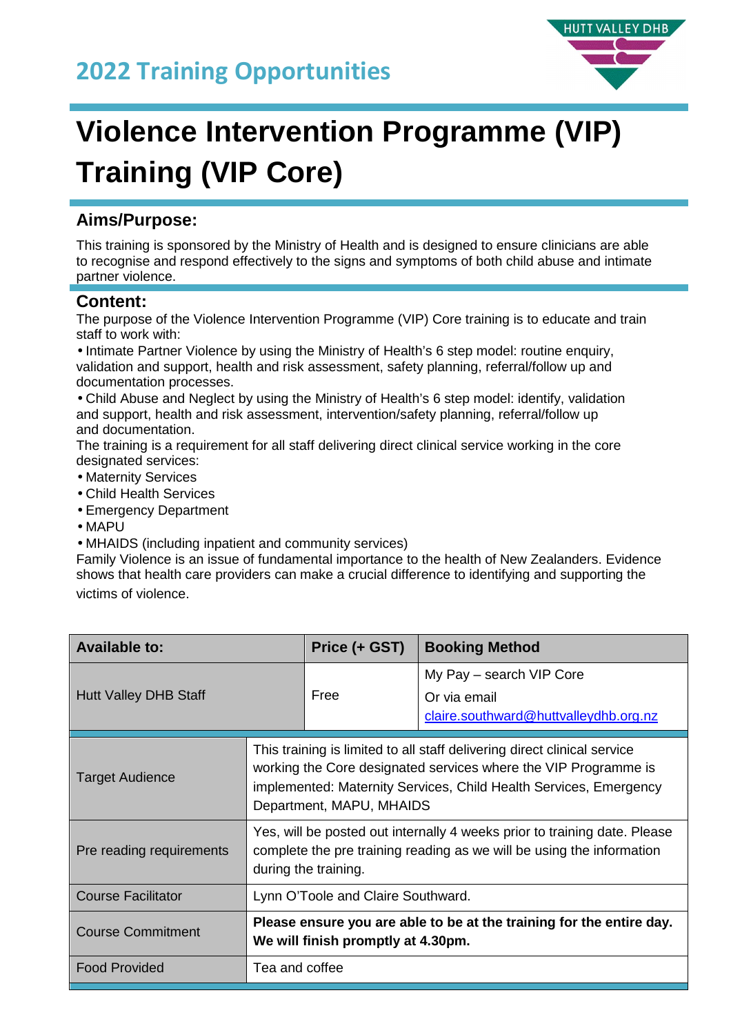## 2022 Training Opportunities

HUTT VALLEY DHB

# Violence Intervention Programme (VIP) Training (VIP Core)

### Aims/Purpose:

This training is sponsored by the Ministry of Health and is designed to ensure clinicians are able to recognise and respond effectively to the signs and symptoms of both child abuse and intimate partner violence.

### Content:

The purpose of the Violence Intervention Programme (VIP) Core training is to educate and train staff to work with:

- Intimate Partner Violence by using the Ministry of Health's 6 step model: routine enquiry, validation and support, health and risk assessment, safety planning, referral/follow up and documentation processes.
- Child Abuse and Neglect by using the Ministry of Health's 6 step model: identify, validation and support, health and risk assessment, intervention/safety planning, referral/follow up and documentation.

The training is a requirement for all staff delivering direct clinical service working in the core designated services:

- Maternity Services
- Child Health Services
- Emergency Department
- MAPU
- MHAIDS (including inpatient and community services)

Family Violence is an issue of fundamental importance to the health of New Zealanders. Evidence shows that health care providers can make a crucial difference to identifying and supporting the victims of violence.

| Available to: | Price (+ GST) | Booking Method |
|---|---|---|
| Hutt Valley DHB Staff | Free | My Pay – search VIP Core<br>Or via email<br>claire.southward@huttvalleydhb.org.nz |

| | |
|---|---|
| Target Audience | This training is limited to all staff delivering direct clinical service working the Core designated services where the VIP Programme is implemented: Maternity Services, Child Health Services, Emergency Department, MAPU, MHAIDS |
| Pre reading requirements | Yes, will be posted out internally 4 weeks prior to training date. Please complete the pre training reading as we will be using the information during the training. |
| Course Facilitator | Lynn O'Toole and Claire Southward. |
| Course Commitment | **Please ensure you are able to be at the training for the entire day. We will finish promptly at 4.30pm.** |
| Food Provided | Tea and coffee |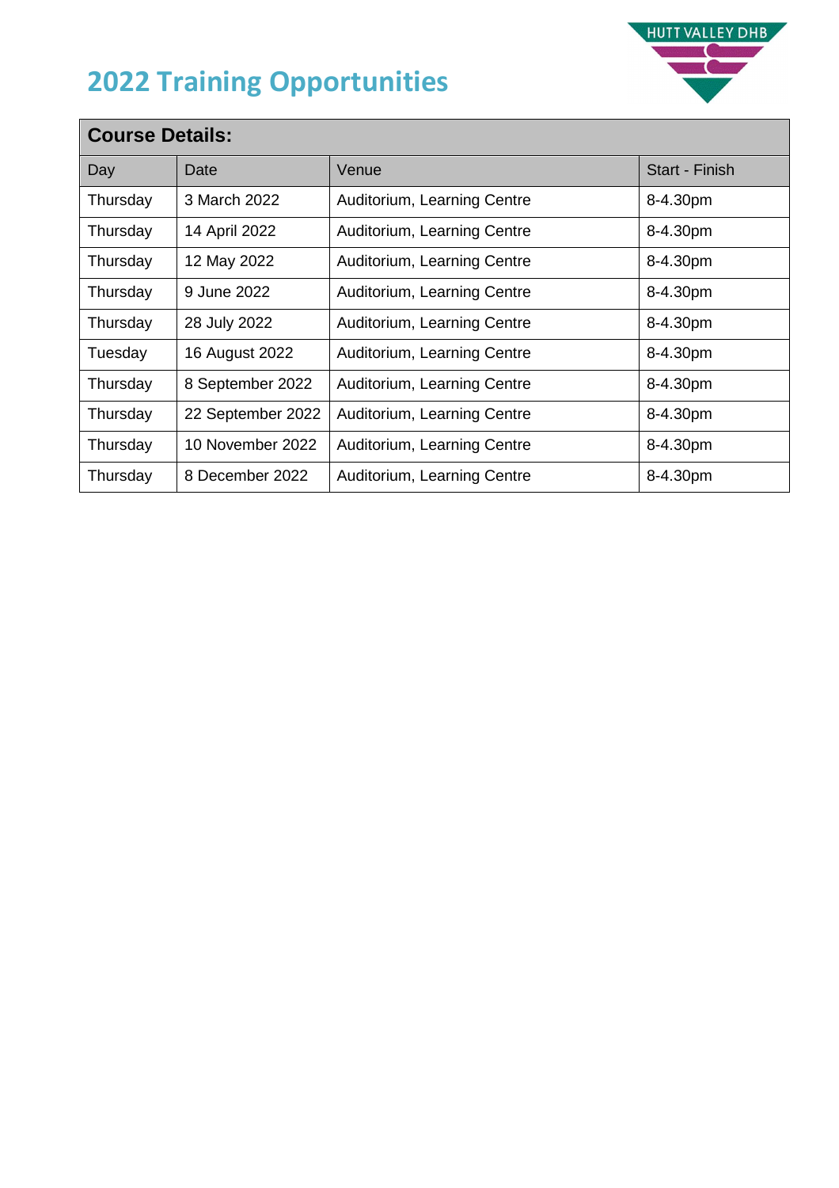# 2022 Training Opportunities

| Course Details: | | | |
|---|---|---|---|
| Day | Date | Venue | Start - Finish |
| Thursday | 3 March 2022 | Auditorium, Learning Centre | 8-4.30pm |
| Thursday | 14 April 2022 | Auditorium, Learning Centre | 8-4.30pm |
| Thursday | 12 May 2022 | Auditorium, Learning Centre | 8-4.30pm |
| Thursday | 9 June 2022 | Auditorium, Learning Centre | 8-4.30pm |
| Thursday | 28 July 2022 | Auditorium, Learning Centre | 8-4.30pm |
| Tuesday | 16 August 2022 | Auditorium, Learning Centre | 8-4.30pm |
| Thursday | 8 September 2022 | Auditorium, Learning Centre | 8-4.30pm |
| Thursday | 22 September 2022 | Auditorium, Learning Centre | 8-4.30pm |
| Thursday | 10 November 2022 | Auditorium, Learning Centre | 8-4.30pm |
| Thursday | 8 December 2022 | Auditorium, Learning Centre | 8-4.30pm |